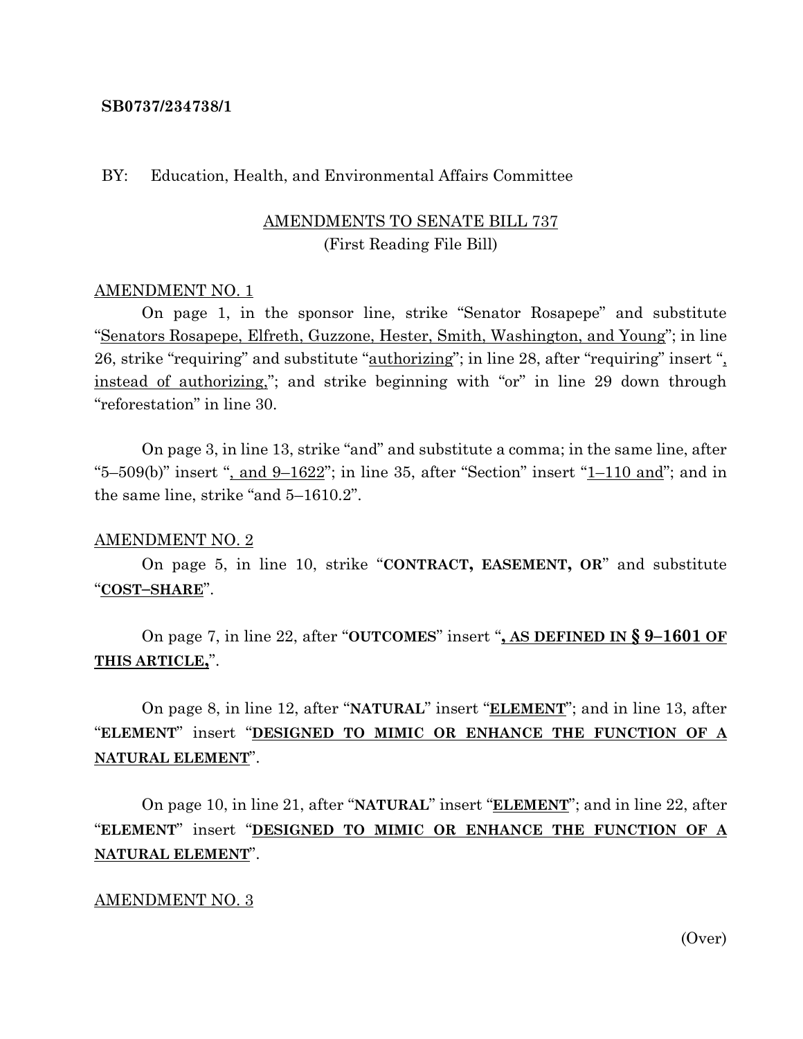**SB0737/234738/1**

BY: Education, Health, and Environmental Affairs Committee

<u>AMENDMENTS TO SENATE BILL 737</u>
(First Reading File Bill)

<u>AMENDMENT NO. 1</u>

On page 1, in the sponsor line, strike "Senator Rosapepe" and substitute "<u>Senators Rosapepe, Elfreth, Guzzone, Hester, Smith, Washington, and Young</u>"; in line 26, strike "requiring" and substitute "<u>authorizing</u>"; in line 28, after "requiring" insert "<u>, instead of authorizing,</u>"; and strike beginning with "or" in line 29 down through "reforestation" in line 30.

On page 3, in line 13, strike "and" and substitute a comma; in the same line, after "5–509(b)" insert "<u>, and 9–1622</u>"; in line 35, after "Section" insert "<u>1–110 and</u>"; and in the same line, strike "and 5–1610.2".

<u>AMENDMENT NO. 2</u>

On page 5, in line 10, strike "**CONTRACT, EASEMENT, OR**" and substitute "<u>**COST–SHARE**</u>".

On page 7, in line 22, after "**OUTCOMES**" insert "<u>**, AS DEFINED IN § 9–1601 OF THIS ARTICLE,**</u>".

On page 8, in line 12, after "**NATURAL**" insert "<u>**ELEMENT**</u>"; and in line 13, after "**ELEMENT**" insert "<u>**DESIGNED TO MIMIC OR ENHANCE THE FUNCTION OF A NATURAL ELEMENT**</u>".

On page 10, in line 21, after "**NATURAL**" insert "<u>**ELEMENT**</u>"; and in line 22, after "**ELEMENT**" insert "<u>**DESIGNED TO MIMIC OR ENHANCE THE FUNCTION OF A NATURAL ELEMENT**</u>".

<u>AMENDMENT NO. 3</u>

(Over)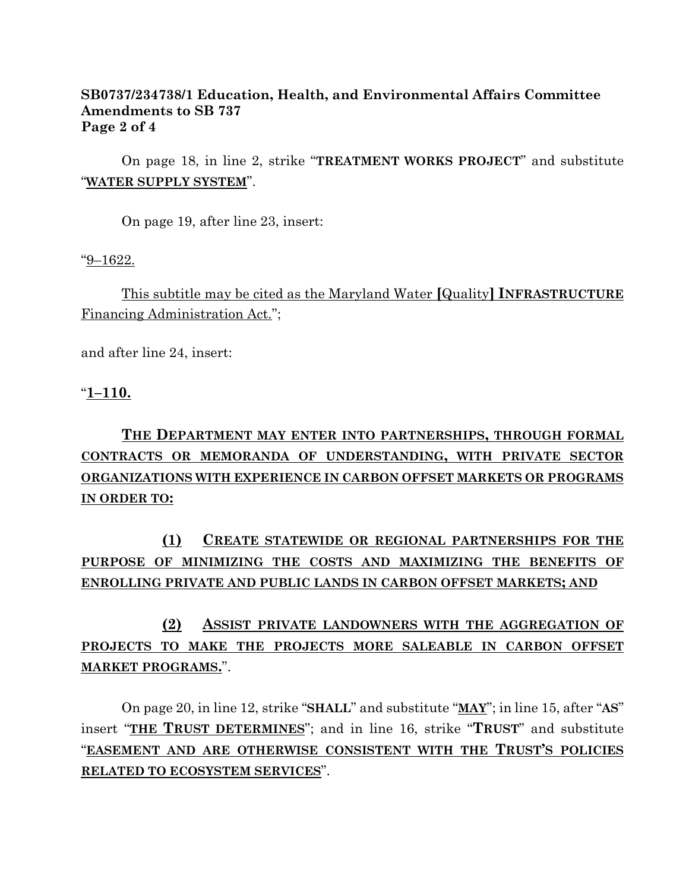On page 18, in line 2, strike "**TREATMENT WORKS PROJECT**" and substitute "**WATER SUPPLY SYSTEM**".

On page 19, after line 23, insert:

"9–1622.

This subtitle may be cited as the Maryland Water **[**Quality**]** **INFRASTRUCTURE** Financing Administration Act.";

and after line 24, insert:

"**1–110.**

**THE DEPARTMENT MAY ENTER INTO PARTNERSHIPS, THROUGH FORMAL CONTRACTS OR MEMORANDA OF UNDERSTANDING, WITH PRIVATE SECTOR ORGANIZATIONS WITH EXPERIENCE IN CARBON OFFSET MARKETS OR PROGRAMS IN ORDER TO:**

**(1) CREATE STATEWIDE OR REGIONAL PARTNERSHIPS FOR THE PURPOSE OF MINIMIZING THE COSTS AND MAXIMIZING THE BENEFITS OF ENROLLING PRIVATE AND PUBLIC LANDS IN CARBON OFFSET MARKETS; AND**

**(2) ASSIST PRIVATE LANDOWNERS WITH THE AGGREGATION OF PROJECTS TO MAKE THE PROJECTS MORE SALEABLE IN CARBON OFFSET MARKET PROGRAMS.**".

On page 20, in line 12, strike "**SHALL**" and substitute "**MAY**"; in line 15, after "**AS**" insert "**THE TRUST DETERMINES**"; and in line 16, strike "**TRUST**" and substitute "**EASEMENT AND ARE OTHERWISE CONSISTENT WITH THE TRUST'S POLICIES RELATED TO ECOSYSTEM SERVICES**".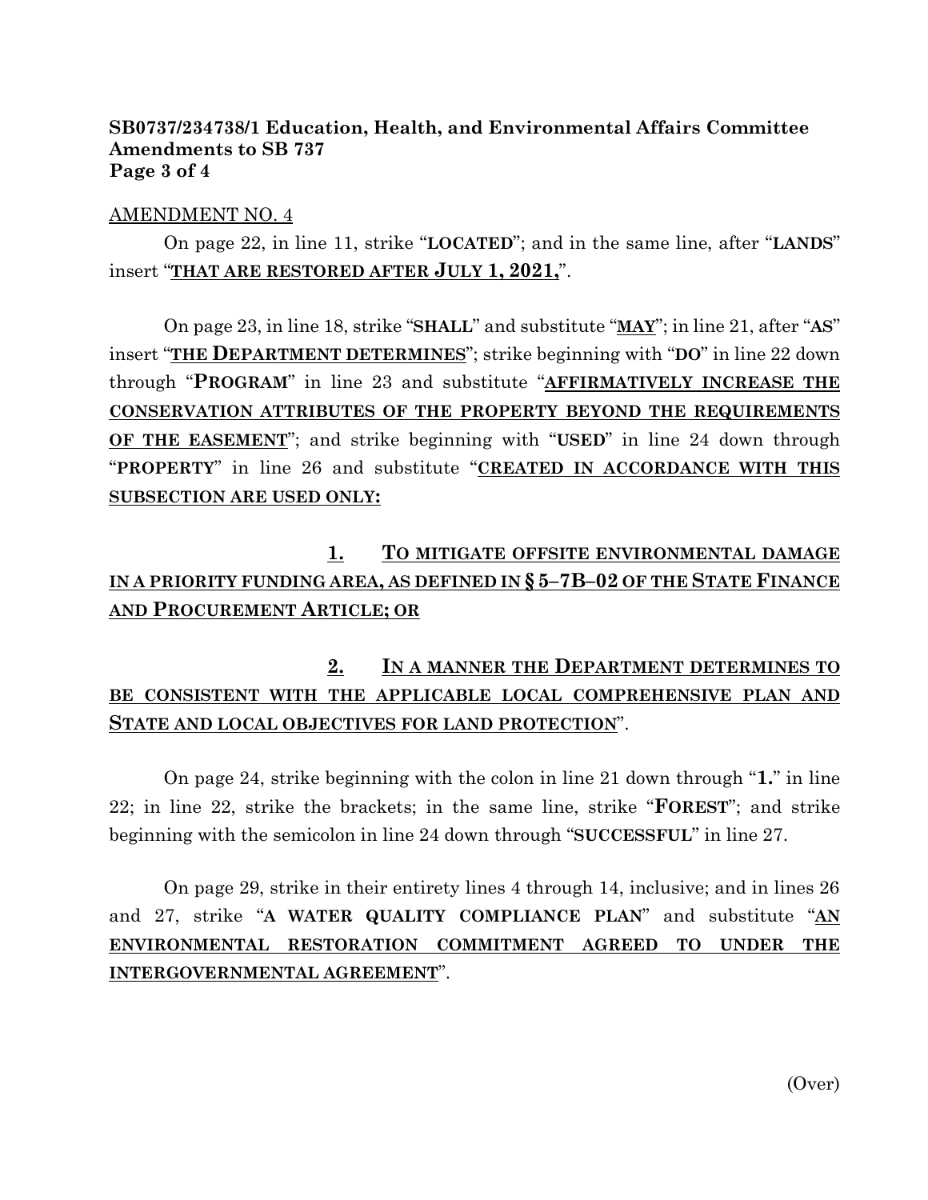**SB0737/234738/1 Education, Health, and Environmental Affairs Committee Amendments to SB 737**

AMENDMENT NO. 4

On page 22, in line 11, strike "**LOCATED**"; and in the same line, after "**LANDS**" insert "**THAT ARE RESTORED AFTER JULY 1, 2021,**".

On page 23, in line 18, strike "**SHALL**" and substitute "**MAY**"; in line 21, after "**AS**" insert "**THE DEPARTMENT DETERMINES**"; strike beginning with "**DO**" in line 22 down through "**PROGRAM**" in line 23 and substitute "**AFFIRMATIVELY INCREASE THE CONSERVATION ATTRIBUTES OF THE PROPERTY BEYOND THE REQUIREMENTS OF THE EASEMENT**"; and strike beginning with "**USED**" in line 24 down through "**PROPERTY**" in line 26 and substitute "**CREATED IN ACCORDANCE WITH THIS SUBSECTION ARE USED ONLY:**

**1. TO MITIGATE OFFSITE ENVIRONMENTAL DAMAGE IN A PRIORITY FUNDING AREA, AS DEFINED IN § 5–7B–02 OF THE STATE FINANCE AND PROCUREMENT ARTICLE; OR**

**2. IN A MANNER THE DEPARTMENT DETERMINES TO BE CONSISTENT WITH THE APPLICABLE LOCAL COMPREHENSIVE PLAN AND STATE AND LOCAL OBJECTIVES FOR LAND PROTECTION**".

On page 24, strike beginning with the colon in line 21 down through "**1.**" in line 22; in line 22, strike the brackets; in the same line, strike "**FOREST**"; and strike beginning with the semicolon in line 24 down through "**SUCCESSFUL**" in line 27.

On page 29, strike in their entirety lines 4 through 14, inclusive; and in lines 26 and 27, strike "**A WATER QUALITY COMPLIANCE PLAN**" and substitute "**AN ENVIRONMENTAL RESTORATION COMMITMENT AGREED TO UNDER THE INTERGOVERNMENTAL AGREEMENT**".

(Over)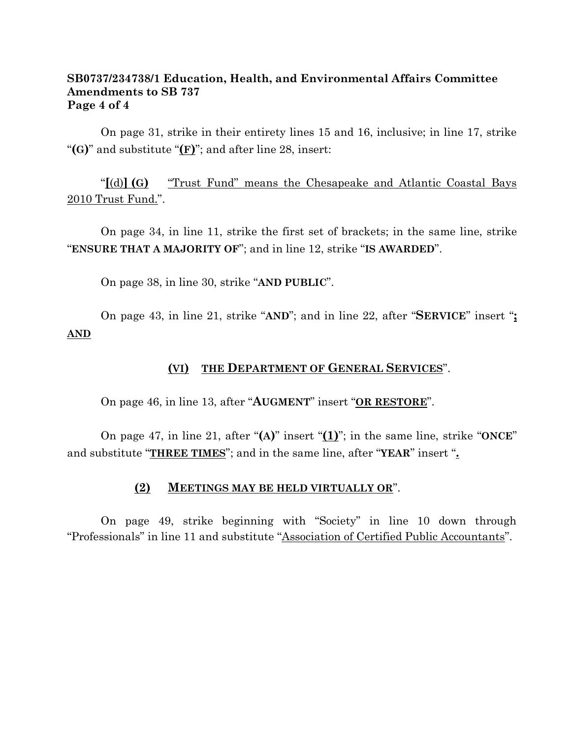**SB0737/234738/1 Education, Health, and Environmental Affairs Committee Amendments to SB 737**
**Page 4 of 4**

On page 31, strike in their entirety lines 15 and 16, inclusive; in line 17, strike "**(G)**" and substitute "**(F)**"; and after line 28, insert:

"**[**(d)**] (G)** "Trust Fund" means the Chesapeake and Atlantic Coastal Bays 2010 Trust Fund.".

On page 34, in line 11, strike the first set of brackets; in the same line, strike "**ENSURE THAT A MAJORITY OF**"; and in line 12, strike "**IS AWARDED**".

On page 38, in line 30, strike "**AND PUBLIC**".

On page 43, in line 21, strike "**AND**"; and in line 22, after "**SERVICE**" insert "**; AND**

**(VI) THE DEPARTMENT OF GENERAL SERVICES**".

On page 46, in line 13, after "**AUGMENT**" insert "**OR RESTORE**".

On page 47, in line 21, after "**(A)**" insert "**(1)**"; in the same line, strike "**ONCE**" and substitute "**THREE TIMES**"; and in the same line, after "**YEAR**" insert "**.**

**(2) MEETINGS MAY BE HELD VIRTUALLY OR**".

On page 49, strike beginning with "Society" in line 10 down through "Professionals" in line 11 and substitute "Association of Certified Public Accountants".